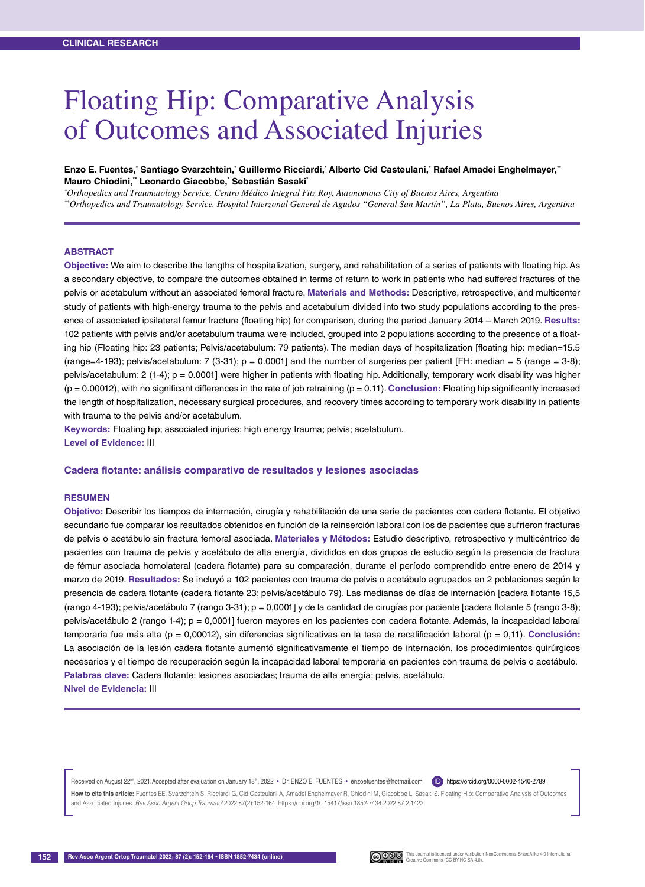CLINICAL RESEARCH

# Floating Hip: Comparative Analysis of Outcomes and Associated Injuries

**Enzo E. Fuentes,[*] Santiago Svarzchtein,[*] Guillermo Ricciardi,[*] Alberto Cid Casteulani,[*] Rafael Amadei Enghelmayer,[**] Mauro Chiodini,[**] Leonardo Giacobbe,[*] Sebastián Sasaki[*]**

[*] *Orthopedics and Traumatology Service, Centro Médico Integral Fitz Roy, Autonomous City of Buenos Aires, Argentina*
[**] *Orthopedics and Traumatology Service, Hospital Interzonal General de Agudos "General San Martín", La Plata, Buenos Aires, Argentina*

---

## ABSTRACT

**Objective:** We aim to describe the lengths of hospitalization, surgery, and rehabilitation of a series of patients with floating hip. As a secondary objective, to compare the outcomes obtained in terms of return to work in patients who had suffered fractures of the pelvis or acetabulum without an associated femoral fracture. **Materials and Methods:** Descriptive, retrospective, and multicenter study of patients with high-energy trauma to the pelvis and acetabulum divided into two study populations according to the presence of associated ipsilateral femur fracture (floating hip) for comparison, during the period January 2014 – March 2019. **Results:** 102 patients with pelvis and/or acetabulum trauma were included, grouped into 2 populations according to the presence of a floating hip (Floating hip: 23 patients; Pelvis/acetabulum: 79 patients). The median days of hospitalization [floating hip: median=15.5 (range=4-193); pelvis/acetabulum: 7 (3-31); p = 0.0001] and the number of surgeries per patient [FH: median = 5 (range = 3-8); pelvis/acetabulum: 2 (1-4); p = 0.0001] were higher in patients with floating hip. Additionally, temporary work disability was higher (p = 0.00012), with no significant differences in the rate of job retraining (p = 0.11). **Conclusion:** Floating hip significantly increased the length of hospitalization, necessary surgical procedures, and recovery times according to temporary work disability in patients with trauma to the pelvis and/or acetabulum.

**Keywords:** Floating hip; associated injuries; high energy trauma; pelvis; acetabulum.

**Level of Evidence:** III

### Cadera flotante: análisis comparativo de resultados y lesiones asociadas

## RESUMEN

**Objetivo:** Describir los tiempos de internación, cirugía y rehabilitación de una serie de pacientes con cadera flotante. El objetivo secundario fue comparar los resultados obtenidos en función de la reinserción laboral con los de pacientes que sufrieron fracturas de pelvis o acetábulo sin fractura femoral asociada. **Materiales y Métodos:** Estudio descriptivo, retrospectivo y multicéntrico de pacientes con trauma de pelvis y acetábulo de alta energía, divididos en dos grupos de estudio según la presencia de fractura de fémur asociada homolateral (cadera flotante) para su comparación, durante el período comprendido entre enero de 2014 y marzo de 2019. **Resultados:** Se incluyó a 102 pacientes con trauma de pelvis o acetábulo agrupados en 2 poblaciones según la presencia de cadera flotante (cadera flotante 23; pelvis/acetábulo 79). Las medianas de días de internación [cadera flotante 15,5 (rango 4-193); pelvis/acetábulo 7 (rango 3-31); p = 0,0001] y de la cantidad de cirugías por paciente [cadera flotante 5 (rango 3-8); pelvis/acetábulo 2 (rango 1-4); p = 0,0001] fueron mayores en los pacientes con cadera flotante. Además, la incapacidad laboral temporaria fue más alta (p = 0,00012), sin diferencias significativas en la tasa de recalificación laboral (p = 0,11). **Conclusión:** La asociación de la lesión cadera flotante aumentó significativamente el tiempo de internación, los procedimientos quirúrgicos necesarios y el tiempo de recuperación según la incapacidad laboral temporaria en pacientes con trauma de pelvis o acetábulo.

**Palabras clave:** Cadera flotante; lesiones asociadas; trauma de alta energía; pelvis, acetábulo.

**Nivel de Evidencia:** III

---

Received on August 22nd, 2021. Accepted after evaluation on January 18th, 2022 • Dr. ENZO E. FUENTES • enzoefuentes@hotmail.com https://orcid.org/0000-0002-4540-2789

**How to cite this article:** Fuentes EE, Svarzchtein S, Ricciardi G, Cid Casteulani A, Amadei Enghelmayer R, Chiodini M, Giacobbe L, Sasaki S. Floating Hip: Comparative Analysis of Outcomes and Associated Injuries. *Rev Asoc Argent Ortop Traumatol* 2022;87(2):152-164. https://doi.org/10.15417/issn.1852-7434.2022.87.2.1422

This Journal is licensed under Attribution-NonCommercial-ShareAlike 4.0 International Creative Commons (CC-BY-NC-SA 4.0).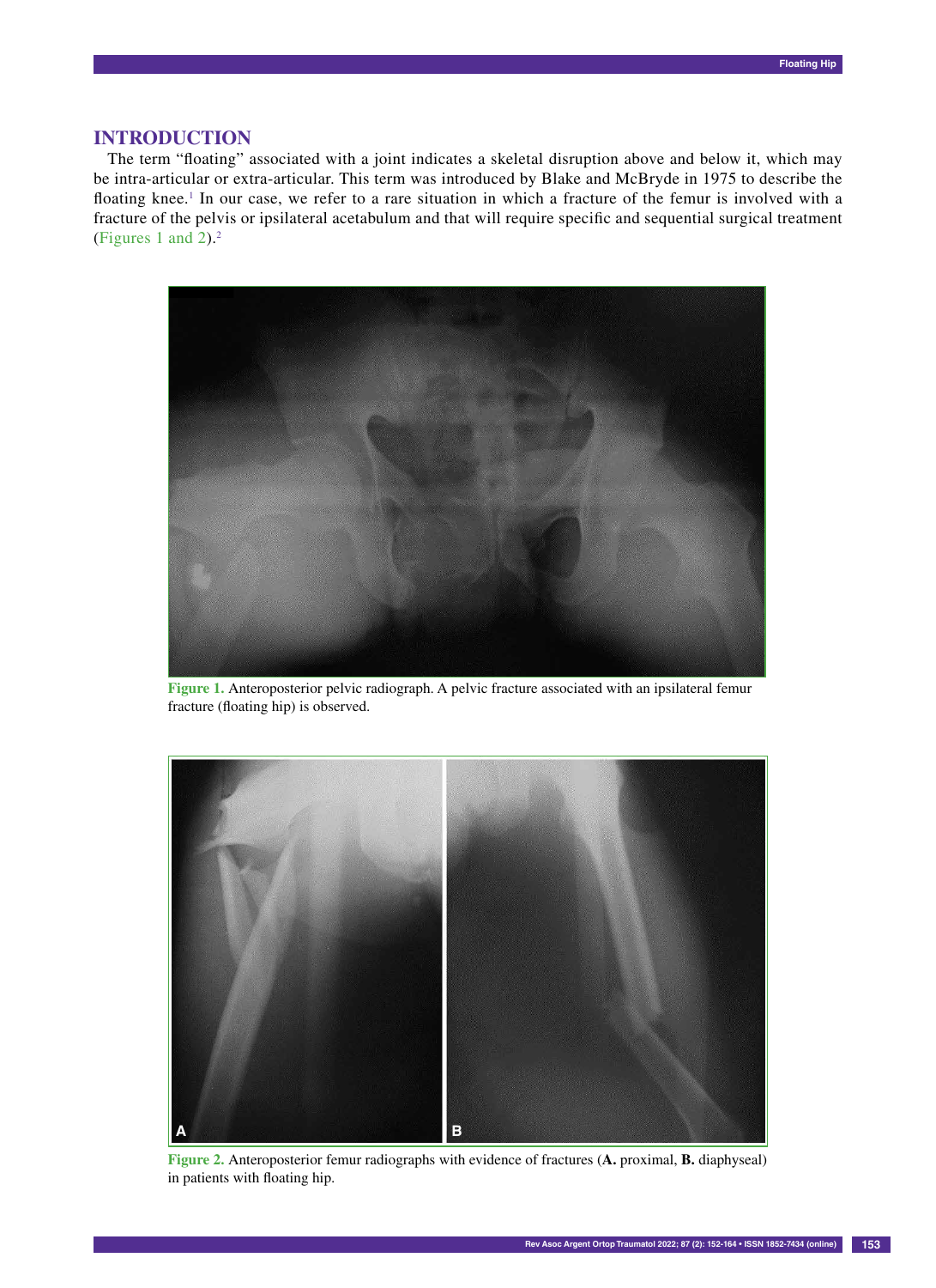## INTRODUCTION

The term "floating" associated with a joint indicates a skeletal disruption above and below it, which may be intra-articular or extra-articular. This term was introduced by Blake and McBryde in 1975 to describe the floating knee.[1] In our case, we refer to a rare situation in which a fracture of the femur is involved with a fracture of the pelvis or ipsilateral acetabulum and that will require specific and sequential surgical treatment (Figures 1 and 2).[2]

**Figure 1.** Anteroposterior pelvic radiograph. A pelvic fracture associated with an ipsilateral femur fracture (floating hip) is observed.

**Figure 2.** Anteroposterior femur radiographs with evidence of fractures (**A.** proximal, **B.** diaphyseal) in patients with floating hip.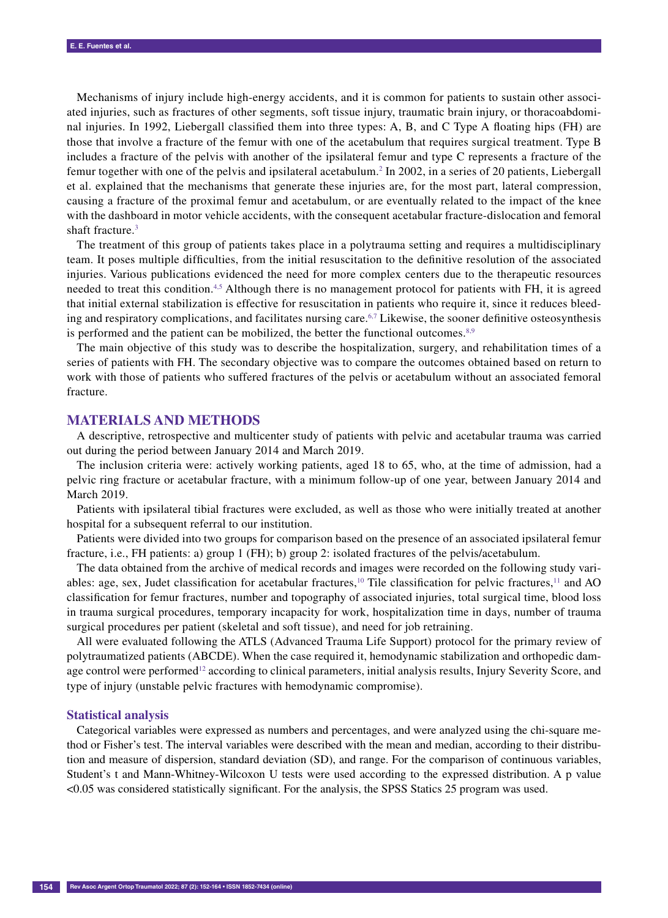Mechanisms of injury include high-energy accidents, and it is common for patients to sustain other associated injuries, such as fractures of other segments, soft tissue injury, traumatic brain injury, or thoracoabdominal injuries. In 1992, Liebergall classified them into three types: A, B, and C Type A floating hips (FH) are those that involve a fracture of the femur with one of the acetabulum that requires surgical treatment. Type B includes a fracture of the pelvis with another of the ipsilateral femur and type C represents a fracture of the femur together with one of the pelvis and ipsilateral acetabulum.[2] In 2002, in a series of 20 patients, Liebergall et al. explained that the mechanisms that generate these injuries are, for the most part, lateral compression, causing a fracture of the proximal femur and acetabulum, or are eventually related to the impact of the knee with the dashboard in motor vehicle accidents, with the consequent acetabular fracture-dislocation and femoral shaft fracture.[3]

The treatment of this group of patients takes place in a polytrauma setting and requires a multidisciplinary team. It poses multiple difficulties, from the initial resuscitation to the definitive resolution of the associated injuries. Various publications evidenced the need for more complex centers due to the therapeutic resources needed to treat this condition.[4,5] Although there is no management protocol for patients with FH, it is agreed that initial external stabilization is effective for resuscitation in patients who require it, since it reduces bleeding and respiratory complications, and facilitates nursing care.[6,7] Likewise, the sooner definitive osteosynthesis is performed and the patient can be mobilized, the better the functional outcomes.[8,9]

The main objective of this study was to describe the hospitalization, surgery, and rehabilitation times of a series of patients with FH. The secondary objective was to compare the outcomes obtained based on return to work with those of patients who suffered fractures of the pelvis or acetabulum without an associated femoral fracture.

## MATERIALS AND METHODS

A descriptive, retrospective and multicenter study of patients with pelvic and acetabular trauma was carried out during the period between January 2014 and March 2019.

The inclusion criteria were: actively working patients, aged 18 to 65, who, at the time of admission, had a pelvic ring fracture or acetabular fracture, with a minimum follow-up of one year, between January 2014 and March 2019.

Patients with ipsilateral tibial fractures were excluded, as well as those who were initially treated at another hospital for a subsequent referral to our institution.

Patients were divided into two groups for comparison based on the presence of an associated ipsilateral femur fracture, i.e., FH patients: a) group 1 (FH); b) group 2: isolated fractures of the pelvis/acetabulum.

The data obtained from the archive of medical records and images were recorded on the following study variables: age, sex, Judet classification for acetabular fractures,[10] Tile classification for pelvic fractures,[11] and AO classification for femur fractures, number and topography of associated injuries, total surgical time, blood loss in trauma surgical procedures, temporary incapacity for work, hospitalization time in days, number of trauma surgical procedures per patient (skeletal and soft tissue), and need for job retraining.

All were evaluated following the ATLS (Advanced Trauma Life Support) protocol for the primary review of polytraumatized patients (ABCDE). When the case required it, hemodynamic stabilization and orthopedic damage control were performed[12] according to clinical parameters, initial analysis results, Injury Severity Score, and type of injury (unstable pelvic fractures with hemodynamic compromise).

### Statistical analysis

Categorical variables were expressed as numbers and percentages, and were analyzed using the chi-square method or Fisher's test. The interval variables were described with the mean and median, according to their distribution and measure of dispersion, standard deviation (SD), and range. For the comparison of continuous variables, Student's t and Mann-Whitney-Wilcoxon U tests were used according to the expressed distribution. A p value <0.05 was considered statistically significant. For the analysis, the SPSS Statics 25 program was used.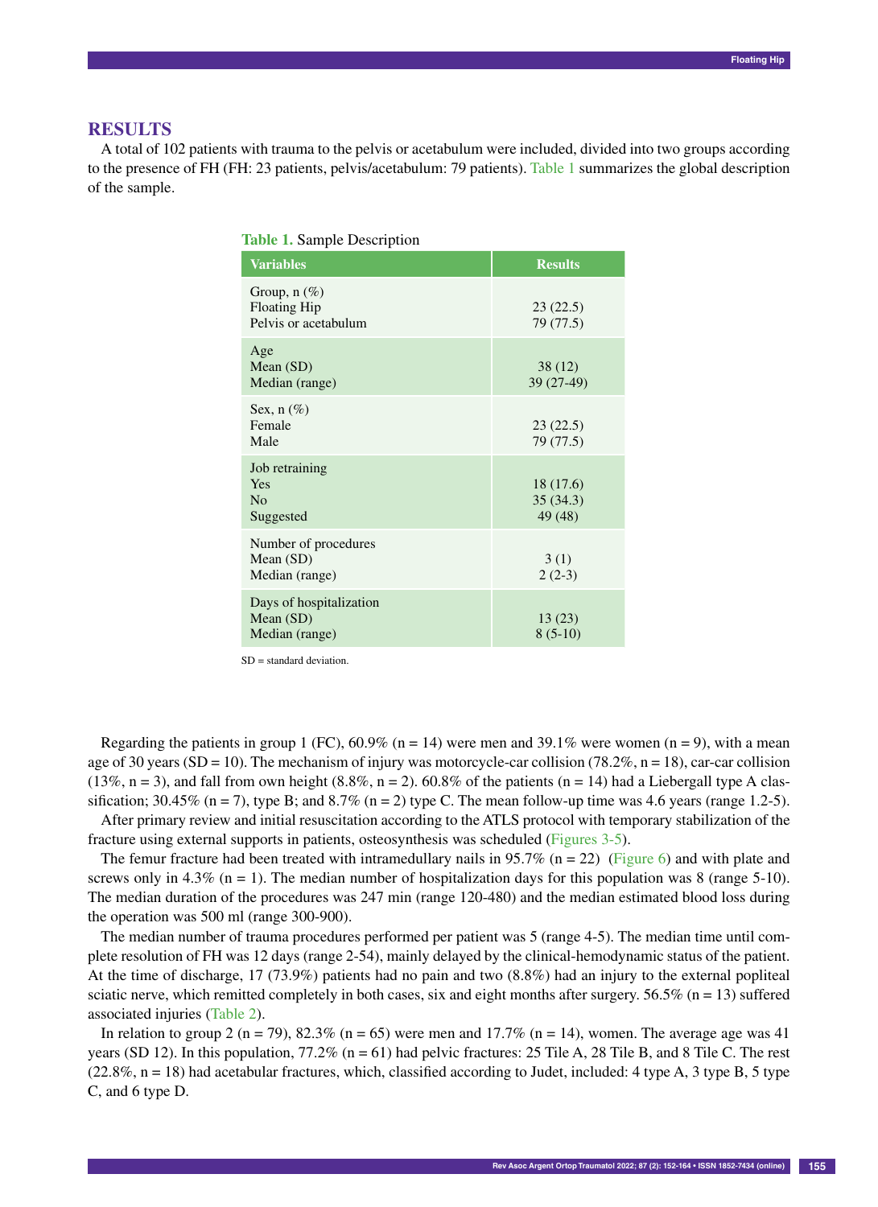## RESULTS

A total of 102 patients with trauma to the pelvis or acetabulum were included, divided into two groups according to the presence of FH (FH: 23 patients, pelvis/acetabulum: 79 patients). Table 1 summarizes the global description of the sample.

**Table 1.** Sample Description

| Variables | Results |
|---|---|
| Group, n (%)<br>Floating Hip<br>Pelvis or acetabulum | <br>23 (22.5)<br>79 (77.5) |
| Age<br>Mean (SD)<br>Median (range) | <br>38 (12)<br>39 (27-49) |
| Sex, n (%)<br>Female<br>Male | <br>23 (22.5)<br>79 (77.5) |
| Job retraining<br>Yes<br>No<br>Suggested | <br>18 (17.6)<br>35 (34.3)<br>49 (48) |
| Number of procedures<br>Mean (SD)<br>Median (range) | <br>3 (1)<br>2 (2-3) |
| Days of hospitalization<br>Mean (SD)<br>Median (range) | <br>13 (23)<br>8 (5-10) |

SD = standard deviation.

Regarding the patients in group 1 (FC), 60.9% (n = 14) were men and 39.1% were women (n = 9), with a mean age of 30 years (SD = 10). The mechanism of injury was motorcycle-car collision (78.2%, n = 18), car-car collision (13%, n = 3), and fall from own height (8.8%, n = 2). 60.8% of the patients (n = 14) had a Liebergall type A classification; 30.45% (n = 7), type B; and 8.7% (n = 2) type C. The mean follow-up time was 4.6 years (range 1.2-5).

After primary review and initial resuscitation according to the ATLS protocol with temporary stabilization of the fracture using external supports in patients, osteosynthesis was scheduled (Figures 3-5).

The femur fracture had been treated with intramedullary nails in 95.7% (n = 22) (Figure 6) and with plate and screws only in 4.3% (n = 1). The median number of hospitalization days for this population was 8 (range 5-10). The median duration of the procedures was 247 min (range 120-480) and the median estimated blood loss during the operation was 500 ml (range 300-900).

The median number of trauma procedures performed per patient was 5 (range 4-5). The median time until complete resolution of FH was 12 days (range 2-54), mainly delayed by the clinical-hemodynamic status of the patient. At the time of discharge, 17 (73.9%) patients had no pain and two (8.8%) had an injury to the external popliteal sciatic nerve, which remitted completely in both cases, six and eight months after surgery. 56.5% (n = 13) suffered associated injuries (Table 2).

In relation to group 2 (n = 79), 82.3% (n = 65) were men and 17.7% (n = 14), women. The average age was 41 years (SD 12). In this population, 77.2% (n = 61) had pelvic fractures: 25 Tile A, 28 Tile B, and 8 Tile C. The rest (22.8%, n = 18) had acetabular fractures, which, classified according to Judet, included: 4 type A, 3 type B, 5 type C, and 6 type D.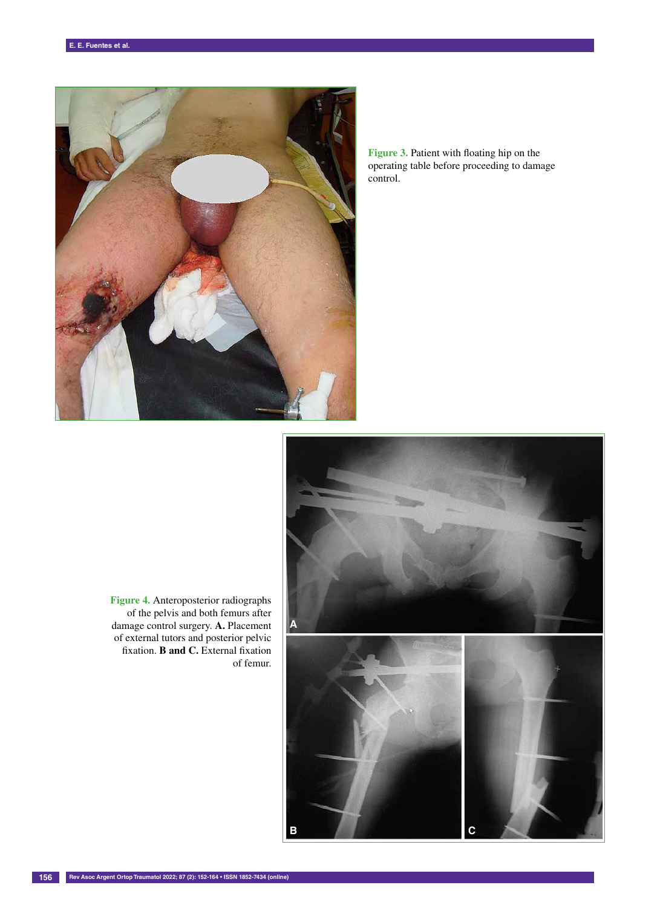**Figure 3.** Patient with floating hip on the operating table before proceeding to damage control.

**Figure 4.** Anteroposterior radiographs of the pelvis and both femurs after damage control surgery. **A.** Placement of external tutors and posterior pelvic fixation. **B and C.** External fixation of femur.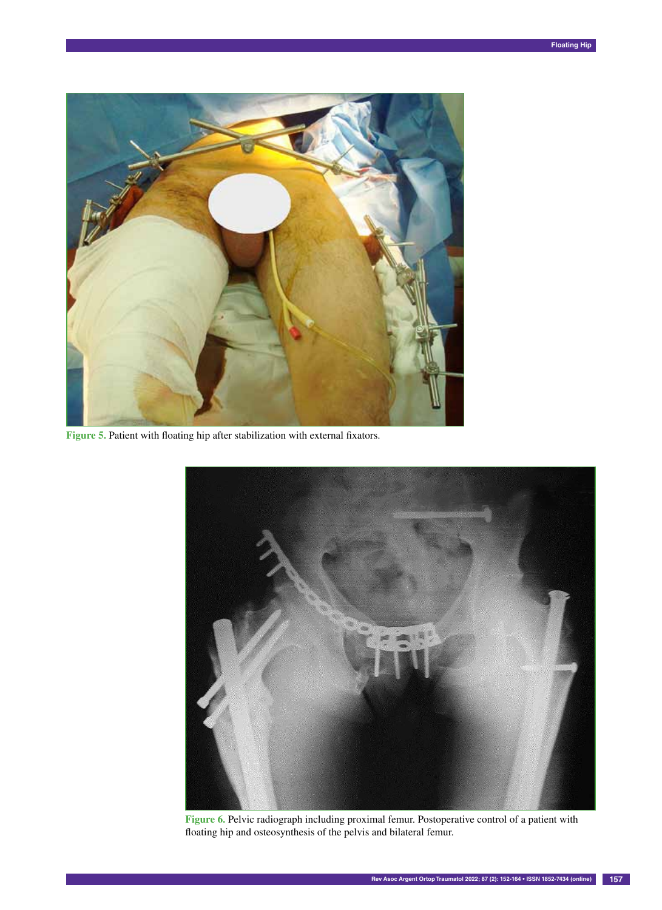Figure 5. Patient with floating hip after stabilization with external fixators.

Figure 6. Pelvic radiograph including proximal femur. Postoperative control of a patient with floating hip and osteosynthesis of the pelvis and bilateral femur.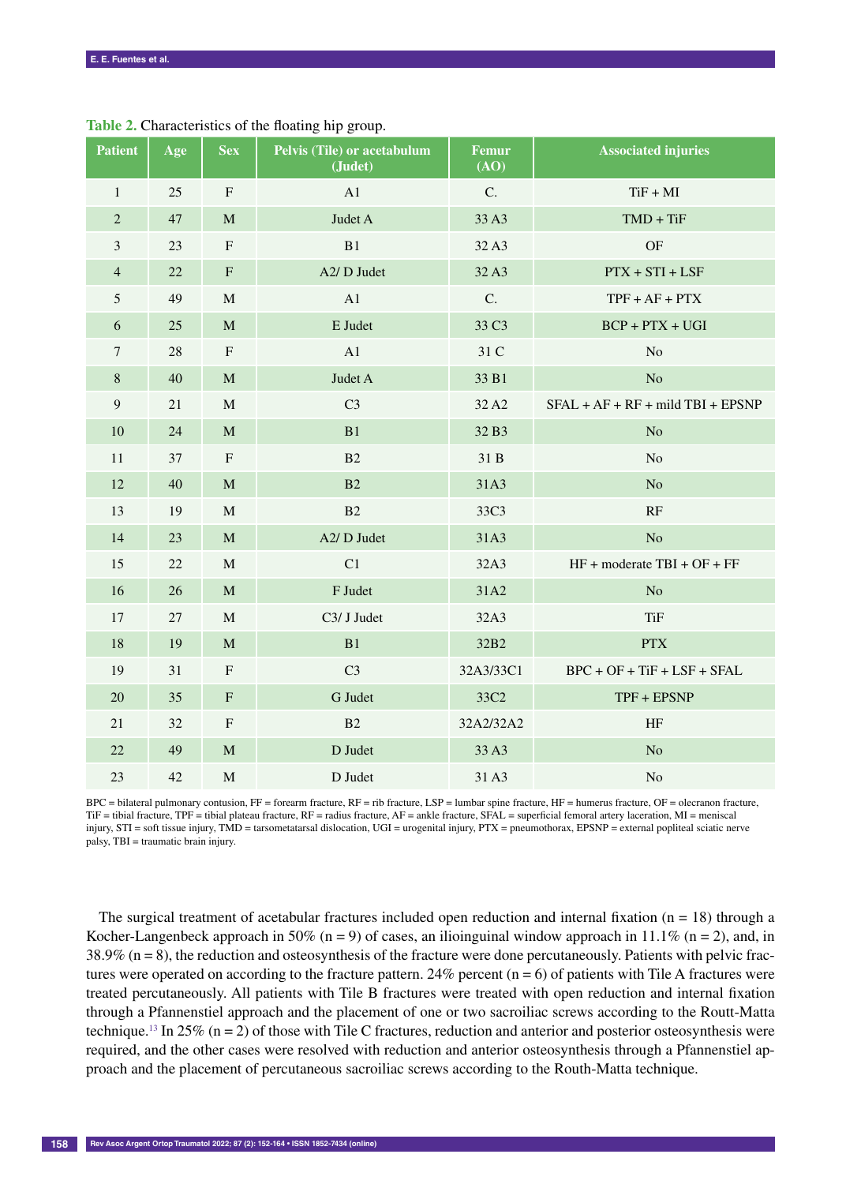**Table 2.** Characteristics of the floating hip group.

| Patient | Age | Sex | Pelvis (Tile) or acetabulum (Judet) | Femur (AO) | Associated injuries |
|---|---|---|---|---|---|
| 1 | 25 | F | A1 | C. | TiF + MI |
| 2 | 47 | M | Judet A | 33 A3 | TMD + TiF |
| 3 | 23 | F | B1 | 32 A3 | OF |
| 4 | 22 | F | A2/ D Judet | 32 A3 | PTX + STI + LSF |
| 5 | 49 | M | A1 | C. | TPF + AF + PTX |
| 6 | 25 | M | E Judet | 33 C3 | BCP + PTX + UGI |
| 7 | 28 | F | A1 | 31 C | No |
| 8 | 40 | M | Judet A | 33 B1 | No |
| 9 | 21 | M | C3 | 32 A2 | SFAL + AF + RF + mild TBI + EPSNP |
| 10 | 24 | M | B1 | 32 B3 | No |
| 11 | 37 | F | B2 | 31 B | No |
| 12 | 40 | M | B2 | 31A3 | No |
| 13 | 19 | M | B2 | 33C3 | RF |
| 14 | 23 | M | A2/ D Judet | 31A3 | No |
| 15 | 22 | M | C1 | 32A3 | HF + moderate TBI + OF + FF |
| 16 | 26 | M | F Judet | 31A2 | No |
| 17 | 27 | M | C3/ J Judet | 32A3 | TiF |
| 18 | 19 | M | B1 | 32B2 | PTX |
| 19 | 31 | F | C3 | 32A3/33C1 | BPC + OF + TiF + LSF + SFAL |
| 20 | 35 | F | G Judet | 33C2 | TPF + EPSNP |
| 21 | 32 | F | B2 | 32A2/32A2 | HF |
| 22 | 49 | M | D Judet | 33 A3 | No |
| 23 | 42 | M | D Judet | 31 A3 | No |

BPC = bilateral pulmonary contusion, FF = forearm fracture, RF = rib fracture, LSP = lumbar spine fracture, HF = humerus fracture, OF = olecranon fracture, TiF = tibial fracture, TPF = tibial plateau fracture, RF = radius fracture, AF = ankle fracture, SFAL = superficial femoral artery laceration, MI = meniscal injury, STI = soft tissue injury, TMD = tarsometatarsal dislocation, UGI = urogenital injury, PTX = pneumothorax, EPSNP = external popliteal sciatic nerve palsy, TBI = traumatic brain injury.

The surgical treatment of acetabular fractures included open reduction and internal fixation (n = 18) through a Kocher-Langenbeck approach in 50% (n = 9) of cases, an ilioinguinal window approach in 11.1% (n = 2), and, in 38.9% (n = 8), the reduction and osteosynthesis of the fracture were done percutaneously. Patients with pelvic fractures were operated on according to the fracture pattern. 24% percent (n = 6) of patients with Tile A fractures were treated percutaneously. All patients with Tile B fractures were treated with open reduction and internal fixation through a Pfannenstiel approach and the placement of one or two sacroiliac screws according to the Routt-Matta technique.[13] In 25% (n = 2) of those with Tile C fractures, reduction and anterior and posterior osteosynthesis were required, and the other cases were resolved with reduction and anterior osteosynthesis through a Pfannenstiel approach and the placement of percutaneous sacroiliac screws according to the Routh-Matta technique.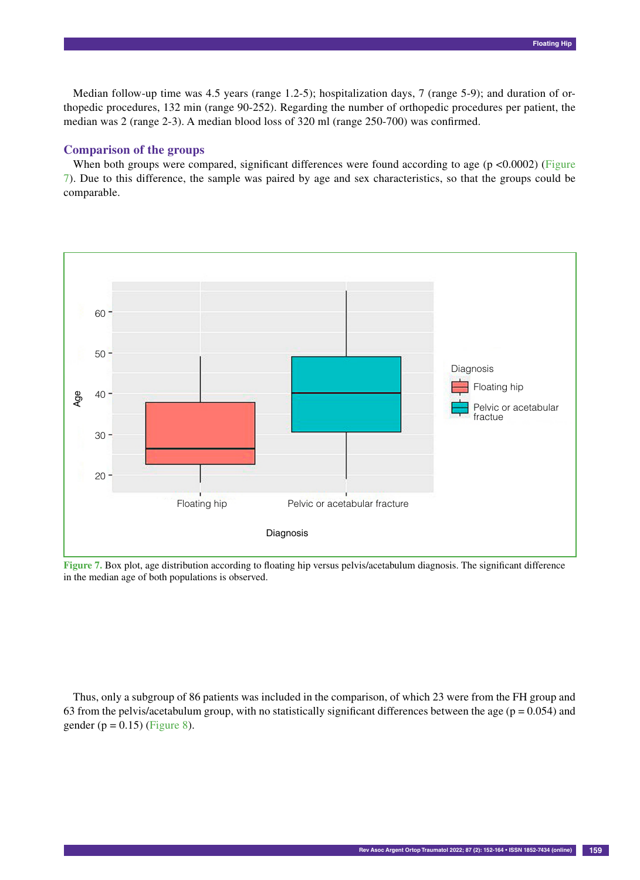Median follow-up time was 4.5 years (range 1.2-5); hospitalization days, 7 (range 5-9); and duration of orthopedic procedures, 132 min (range 90-252). Regarding the number of orthopedic procedures per patient, the median was 2 (range 2-3). A median blood loss of 320 ml (range 250-700) was confirmed.

## Comparison of the groups

When both groups were compared, significant differences were found according to age ($p < 0.0002$) (Figure 7). Due to this difference, the sample was paired by age and sex characteristics, so that the groups could be comparable.

**Figure 7.** Box plot, age distribution according to floating hip versus pelvis/acetabulum diagnosis. The significant difference in the median age of both populations is observed.

Thus, only a subgroup of 86 patients was included in the comparison, of which 23 were from the FH group and 63 from the pelvis/acetabulum group, with no statistically significant differences between the age ($p = 0.054$) and gender ($p = 0.15$) (Figure 8).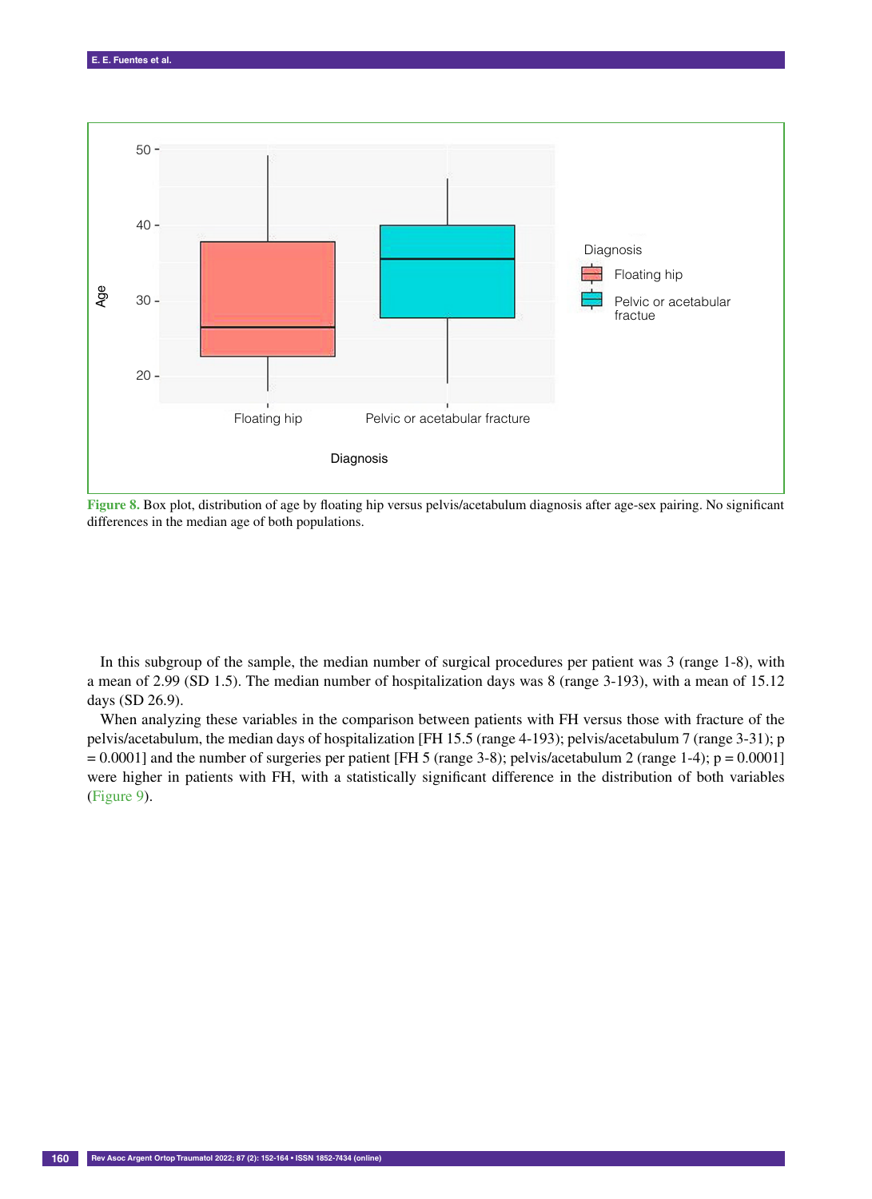**Figure 8.** Box plot, distribution of age by floating hip versus pelvis/acetabulum diagnosis after age-sex pairing. No significant differences in the median age of both populations.

In this subgroup of the sample, the median number of surgical procedures per patient was 3 (range 1-8), with a mean of 2.99 (SD 1.5). The median number of hospitalization days was 8 (range 3-193), with a mean of 15.12 days (SD 26.9).

When analyzing these variables in the comparison between patients with FH versus those with fracture of the pelvis/acetabulum, the median days of hospitalization [FH 15.5 (range 4-193); pelvis/acetabulum 7 (range 3-31); p = 0.0001] and the number of surgeries per patient [FH 5 (range 3-8); pelvis/acetabulum 2 (range 1-4); p = 0.0001] were higher in patients with FH, with a statistically significant difference in the distribution of both variables (Figure 9).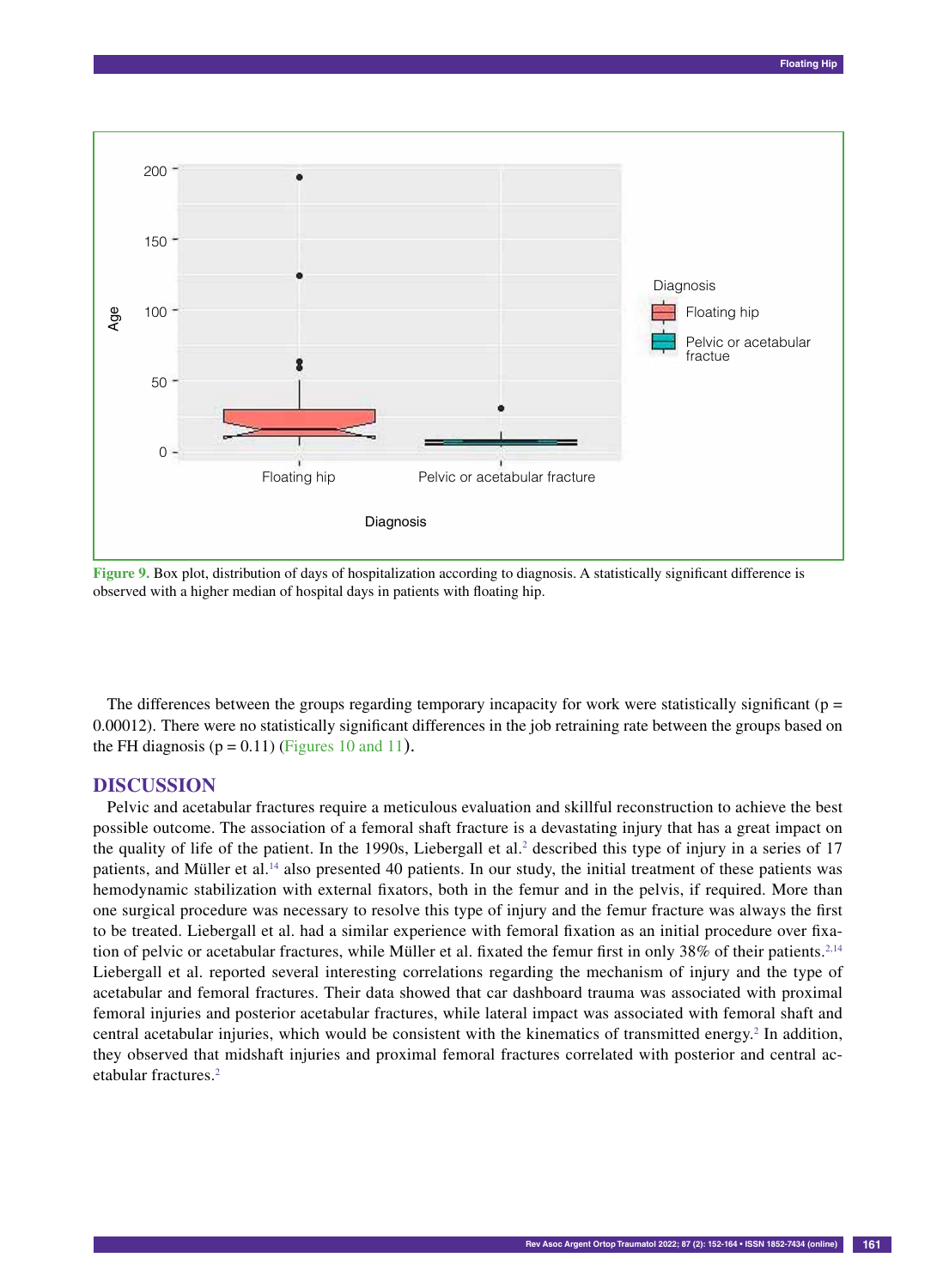**Figure 9.** Box plot, distribution of days of hospitalization according to diagnosis. A statistically significant difference is observed with a higher median of hospital days in patients with floating hip.

The differences between the groups regarding temporary incapacity for work were statistically significant ($p = 0.00012$). There were no statistically significant differences in the job retraining rate between the groups based on the FH diagnosis ($p = 0.11$) (Figures 10 and 11).

## DISCUSSION

Pelvic and acetabular fractures require a meticulous evaluation and skillful reconstruction to achieve the best possible outcome. The association of a femoral shaft fracture is a devastating injury that has a great impact on the quality of life of the patient. In the 1990s, Liebergall et al.[2] described this type of injury in a series of 17 patients, and Müller et al.[14] also presented 40 patients. In our study, the initial treatment of these patients was hemodynamic stabilization with external fixators, both in the femur and in the pelvis, if required. More than one surgical procedure was necessary to resolve this type of injury and the femur fracture was always the first to be treated. Liebergall et al. had a similar experience with femoral fixation as an initial procedure over fixation of pelvic or acetabular fractures, while Müller et al. fixated the femur first in only 38% of their patients.[2,14] Liebergall et al. reported several interesting correlations regarding the mechanism of injury and the type of acetabular and femoral fractures. Their data showed that car dashboard trauma was associated with proximal femoral injuries and posterior acetabular fractures, while lateral impact was associated with femoral shaft and central acetabular injuries, which would be consistent with the kinematics of transmitted energy.[2] In addition, they observed that midshaft injuries and proximal femoral fractures correlated with posterior and central acetabular fractures.[2]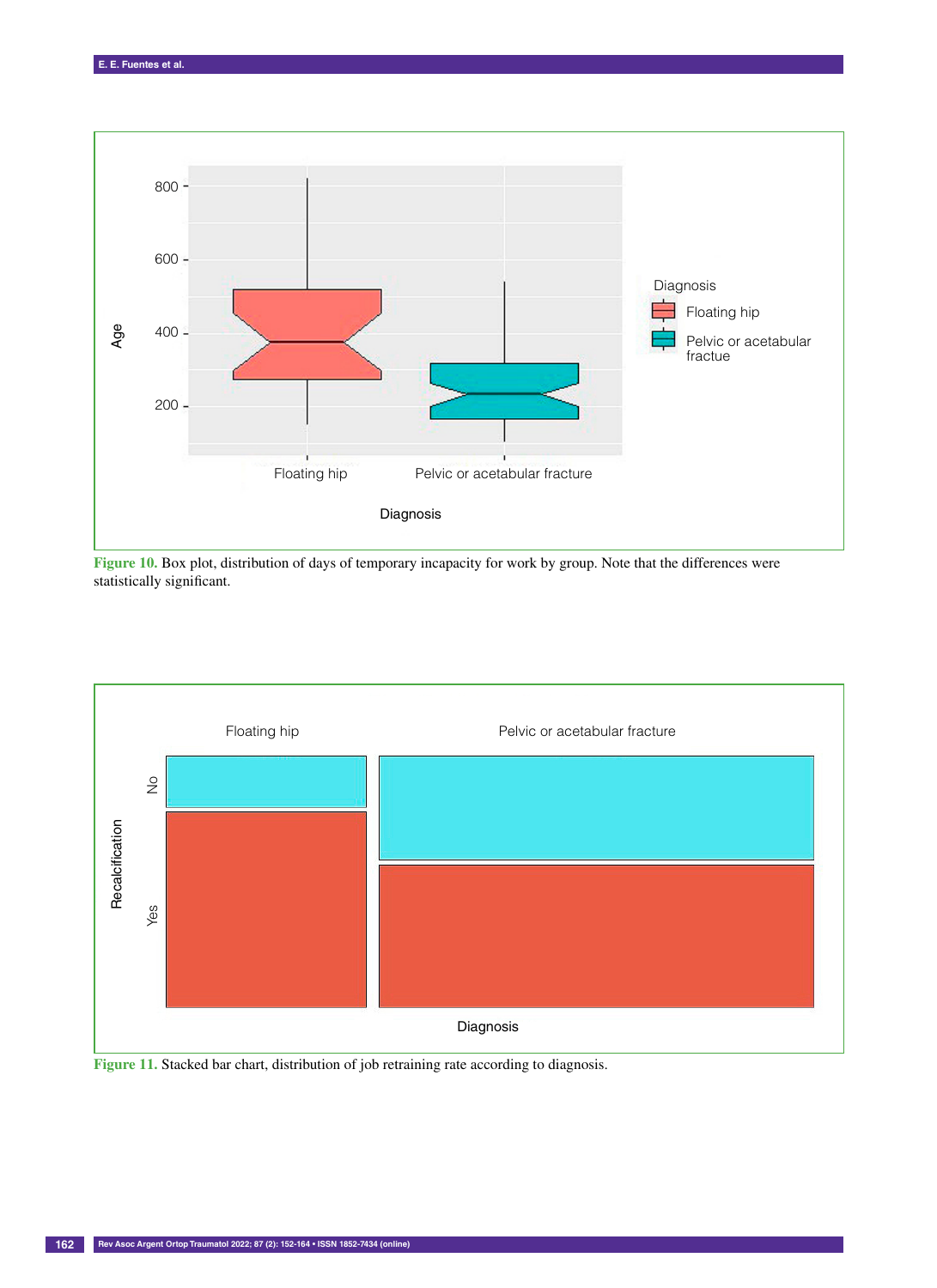Figure 10. Box plot, distribution of days of temporary incapacity for work by group. Note that the differences were statistically significant.

Figure 11. Stacked bar chart, distribution of job retraining rate according to diagnosis.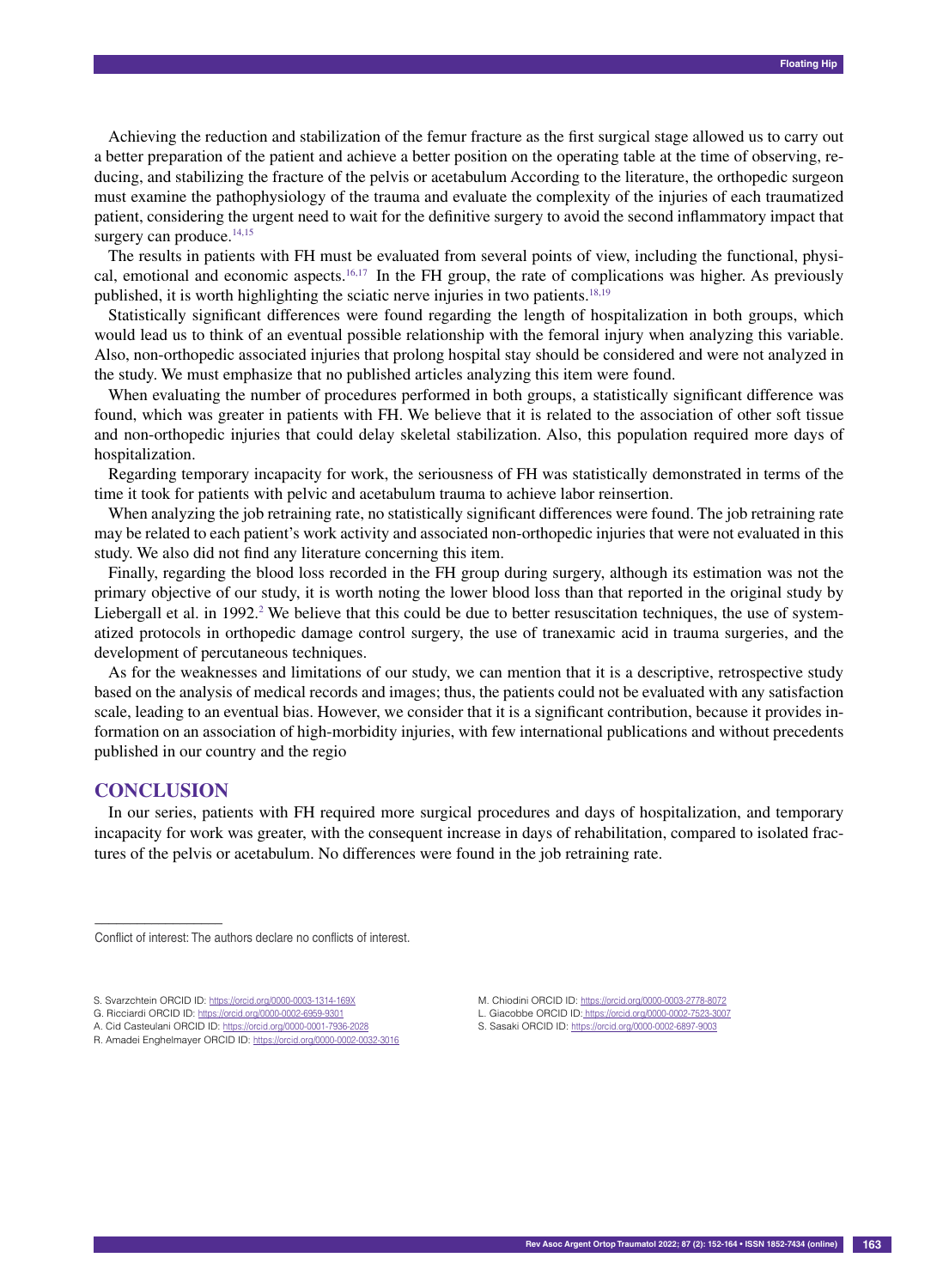Achieving the reduction and stabilization of the femur fracture as the first surgical stage allowed us to carry out a better preparation of the patient and achieve a better position on the operating table at the time of observing, reducing, and stabilizing the fracture of the pelvis or acetabulum According to the literature, the orthopedic surgeon must examine the pathophysiology of the trauma and evaluate the complexity of the injuries of each traumatized patient, considering the urgent need to wait for the definitive surgery to avoid the second inflammatory impact that surgery can produce.[14,15]

The results in patients with FH must be evaluated from several points of view, including the functional, physical, emotional and economic aspects.[16,17] In the FH group, the rate of complications was higher. As previously published, it is worth highlighting the sciatic nerve injuries in two patients.[18,19]

Statistically significant differences were found regarding the length of hospitalization in both groups, which would lead us to think of an eventual possible relationship with the femoral injury when analyzing this variable. Also, non-orthopedic associated injuries that prolong hospital stay should be considered and were not analyzed in the study. We must emphasize that no published articles analyzing this item were found.

When evaluating the number of procedures performed in both groups, a statistically significant difference was found, which was greater in patients with FH. We believe that it is related to the association of other soft tissue and non-orthopedic injuries that could delay skeletal stabilization. Also, this population required more days of hospitalization.

Regarding temporary incapacity for work, the seriousness of FH was statistically demonstrated in terms of the time it took for patients with pelvic and acetabulum trauma to achieve labor reinsertion.

When analyzing the job retraining rate, no statistically significant differences were found. The job retraining rate may be related to each patient's work activity and associated non-orthopedic injuries that were not evaluated in this study. We also did not find any literature concerning this item.

Finally, regarding the blood loss recorded in the FH group during surgery, although its estimation was not the primary objective of our study, it is worth noting the lower blood loss than that reported in the original study by Liebergall et al. in 1992.[2] We believe that this could be due to better resuscitation techniques, the use of systematized protocols in orthopedic damage control surgery, the use of tranexamic acid in trauma surgeries, and the development of percutaneous techniques.

As for the weaknesses and limitations of our study, we can mention that it is a descriptive, retrospective study based on the analysis of medical records and images; thus, the patients could not be evaluated with any satisfaction scale, leading to an eventual bias. However, we consider that it is a significant contribution, because it provides information on an association of high-morbidity injuries, with few international publications and without precedents published in our country and the regio

## CONCLUSION

In our series, patients with FH required more surgical procedures and days of hospitalization, and temporary incapacity for work was greater, with the consequent increase in days of rehabilitation, compared to isolated fractures of the pelvis or acetabulum. No differences were found in the job retraining rate.

---

Conflict of interest: The authors declare no conflicts of interest.

S. Svarzchtein ORCID ID: https://orcid.org/0000-0003-1314-169X
G. Ricciardi ORCID ID: https://orcid.org/0000-0002-6959-9301
A. Cid Casteulani ORCID ID: https://orcid.org/0000-0001-7936-2028
R. Amadei Enghelmayer ORCID ID: https://orcid.org/0000-0002-0032-3016
M. Chiodini ORCID ID: https://orcid.org/0000-0003-2778-8072
L. Giacobbe ORCID ID: https://orcid.org/0000-0002-7523-3007
S. Sasaki ORCID ID: https://orcid.org/0000-0002-6897-9003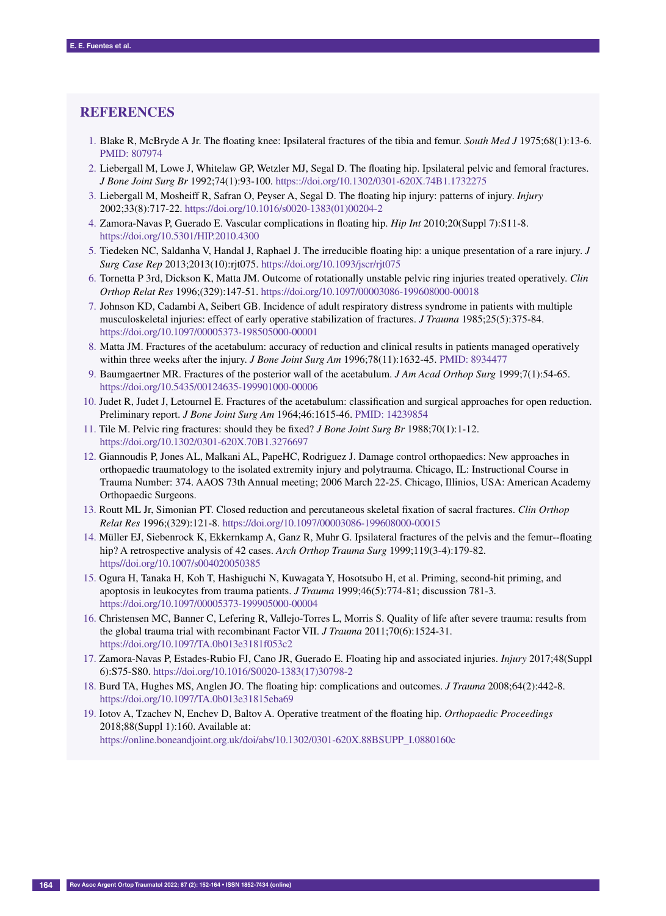## REFERENCES

1. Blake R, McBryde A Jr. The floating knee: Ipsilateral fractures of the tibia and femur. *South Med J* 1975;68(1):13-6. PMID: 807974
2. Liebergall M, Lowe J, Whitelaw GP, Wetzler MJ, Segal D. The floating hip. Ipsilateral pelvic and femoral fractures. *J Bone Joint Surg Br* 1992;74(1):93-100. https://doi.org/10.1302/0301-620X.74B1.1732275
3. Liebergall M, Mosheiff R, Safran O, Peyser A, Segal D. The floating hip injury: patterns of injury. *Injury* 2002;33(8):717-22. https://doi.org/10.1016/s0020-1383(01)00204-2
4. Zamora-Navas P, Guerado E. Vascular complications in floating hip. *Hip Int* 2010;20(Suppl 7):S11-8. https://doi.org/10.5301/HIP.2010.4300
5. Tiedeken NC, Saldanha V, Handal J, Raphael J. The irreducible floating hip: a unique presentation of a rare injury. *J Surg Case Rep* 2013;2013(10):rjt075. https://doi.org/10.1093/jscr/rjt075
6. Tornetta P 3rd, Dickson K, Matta JM. Outcome of rotationally unstable pelvic ring injuries treated operatively. *Clin Orthop Relat Res* 1996;(329):147-51. https://doi.org/10.1097/00003086-199608000-00018
7. Johnson KD, Cadambi A, Seibert GB. Incidence of adult respiratory distress syndrome in patients with multiple musculoskeletal injuries: effect of early operative stabilization of fractures. *J Trauma* 1985;25(5):375-84. https://doi.org/10.1097/00005373-198505000-00001
8. Matta JM. Fractures of the acetabulum: accuracy of reduction and clinical results in patients managed operatively within three weeks after the injury. *J Bone Joint Surg Am* 1996;78(11):1632-45. PMID: 8934477
9. Baumgaertner MR. Fractures of the posterior wall of the acetabulum. *J Am Acad Orthop Surg* 1999;7(1):54-65. https://doi.org/10.5435/00124635-199901000-00006
10. Judet R, Judet J, Letournel E. Fractures of the acetabulum: classification and surgical approaches for open reduction. Preliminary report. *J Bone Joint Surg Am* 1964;46:1615-46. PMID: 14239854
11. Tile M. Pelvic ring fractures: should they be fixed? *J Bone Joint Surg Br* 1988;70(1):1-12. https://doi.org/10.1302/0301-620X.70B1.3276697
12. Giannoudis P, Jones AL, Malkani AL, PapeHC, Rodriguez J. Damage control orthopaedics: New approaches in orthopaedic traumatology to the isolated extremity injury and polytrauma. Chicago, IL: Instructional Course in Trauma Number: 374. AAOS 73th Annual meeting; 2006 March 22-25. Chicago, Illinios, USA: American Academy Orthopaedic Surgeons.
13. Routt ML Jr, Simonian PT. Closed reduction and percutaneous skeletal fixation of sacral fractures. *Clin Orthop Relat Res* 1996;(329):121-8. https://doi.org/10.1097/00003086-199608000-00015
14. Müller EJ, Siebenrock K, Ekkernkamp A, Ganz R, Muhr G. Ipsilateral fractures of the pelvis and the femur--floating hip? A retrospective analysis of 42 cases. *Arch Orthop Trauma Surg* 1999;119(3-4):179-82. https//doi.org/10.1007/s004020050385
15. Ogura H, Tanaka H, Koh T, Hashiguchi N, Kuwagata Y, Hosotsubo H, et al. Priming, second-hit priming, and apoptosis in leukocytes from trauma patients. *J Trauma* 1999;46(5):774-81; discussion 781-3. https://doi.org/10.1097/00005373-199905000-00004
16. Christensen MC, Banner C, Lefering R, Vallejo-Torres L, Morris S. Quality of life after severe trauma: results from the global trauma trial with recombinant Factor VII. *J Trauma* 2011;70(6):1524-31. https://doi.org/10.1097/TA.0b013e3181f053c2
17. Zamora-Navas P, Estades-Rubio FJ, Cano JR, Guerado E. Floating hip and associated injuries. *Injury* 2017;48(Suppl 6):S75-S80. https://doi.org/10.1016/S0020-1383(17)30798-2
18. Burd TA, Hughes MS, Anglen JO. The floating hip: complications and outcomes. *J Trauma* 2008;64(2):442-8. https://doi.org/10.1097/TA.0b013e31815eba69
19. Iotov A, Tzachev N, Enchev D, Baltov A. Operative treatment of the floating hip. *Orthopaedic Proceedings* 2018;88(Suppl 1):160. Available at: https://online.boneandjoint.org.uk/doi/abs/10.1302/0301-620X.88BSUPP_I.0880160c